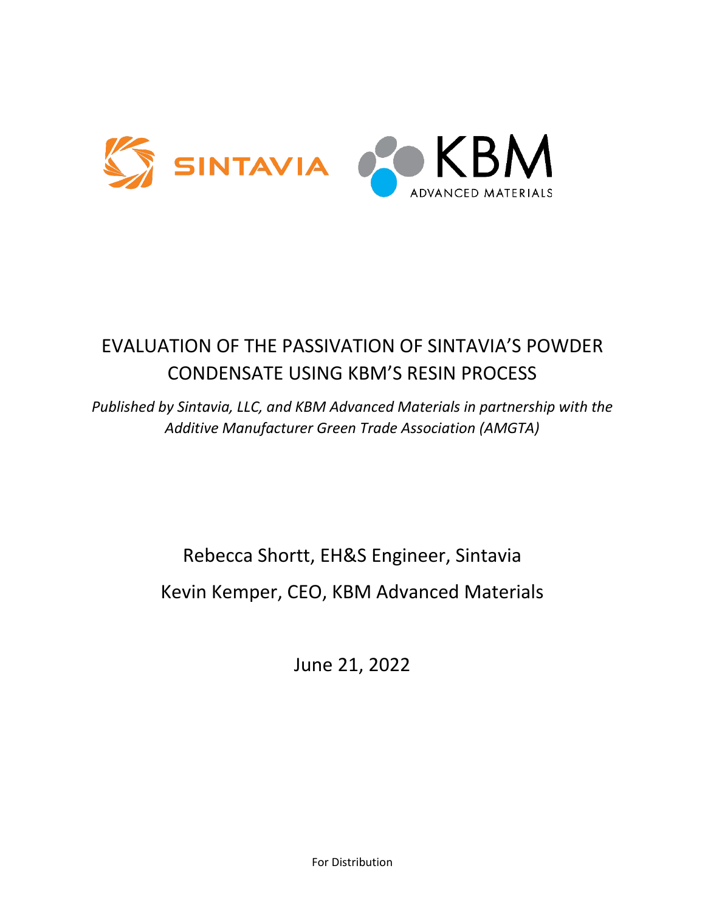# EVALUATION OF THE PASSIVATION OF SINTAVIA'S POWDER CONDENSATE USING KBM'S RESIN PROCESS

*Published by Sintavia, LLC, and KBM Advanced Materials in partnership with the Additive Manufacturer Green Trade Association (AMGTA)*

Rebecca Shortt, EH&S Engineer, Sintavia

Kevin Kemper, CEO, KBM Advanced Materials

June 21, 2022

For Distribution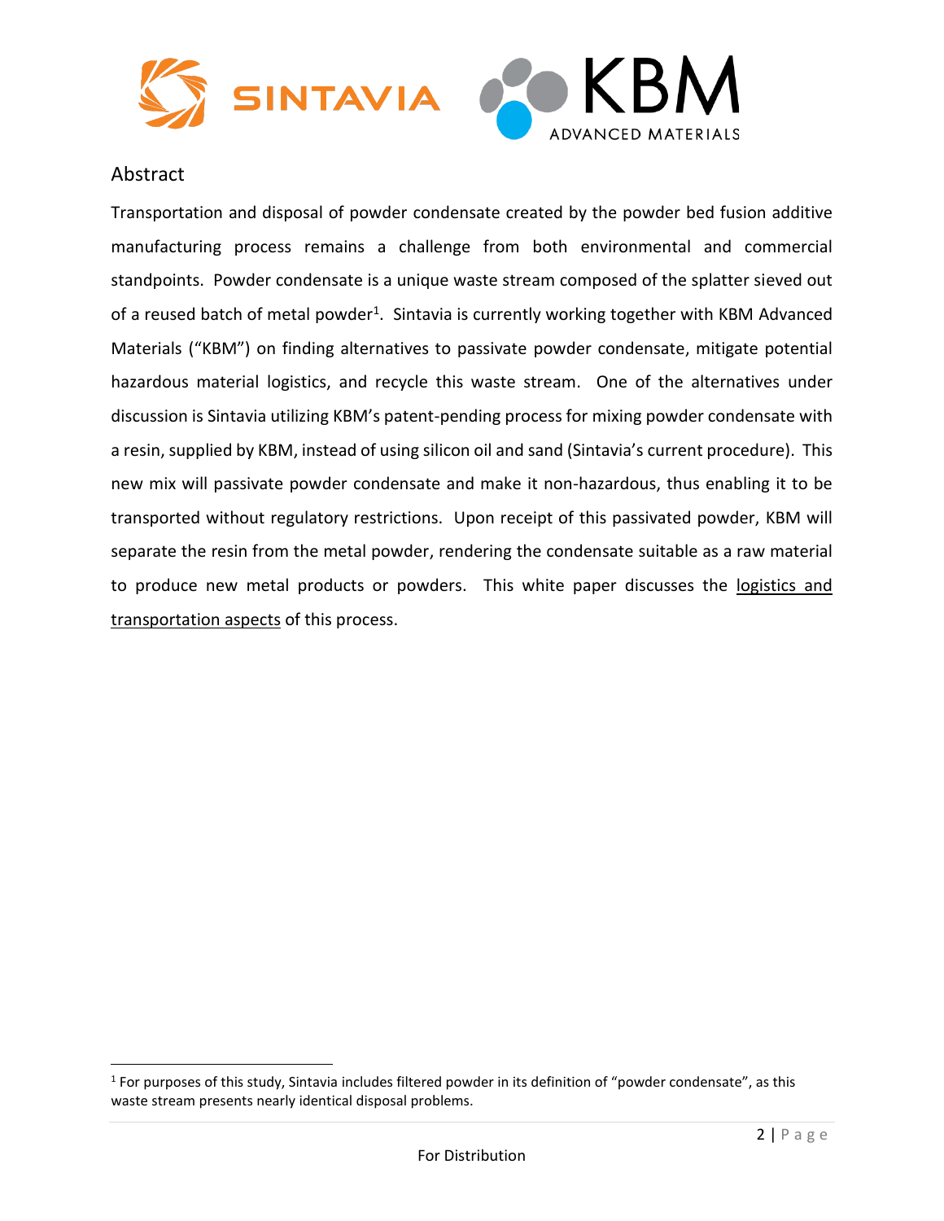## Abstract

Transportation and disposal of powder condensate created by the powder bed fusion additive manufacturing process remains a challenge from both environmental and commercial standpoints. Powder condensate is a unique waste stream composed of the splatter sieved out of a reused batch of metal powder[1]. Sintavia is currently working together with KBM Advanced Materials ("KBM") on finding alternatives to passivate powder condensate, mitigate potential hazardous material logistics, and recycle this waste stream. One of the alternatives under discussion is Sintavia utilizing KBM's patent-pending process for mixing powder condensate with a resin, supplied by KBM, instead of using silicon oil and sand (Sintavia's current procedure). This new mix will passivate powder condensate and make it non-hazardous, thus enabling it to be transported without regulatory restrictions. Upon receipt of this passivated powder, KBM will separate the resin from the metal powder, rendering the condensate suitable as a raw material to produce new metal products or powders. This white paper discusses the logistics and transportation aspects of this process.

[1] For purposes of this study, Sintavia includes filtered powder in its definition of "powder condensate", as this waste stream presents nearly identical disposal problems.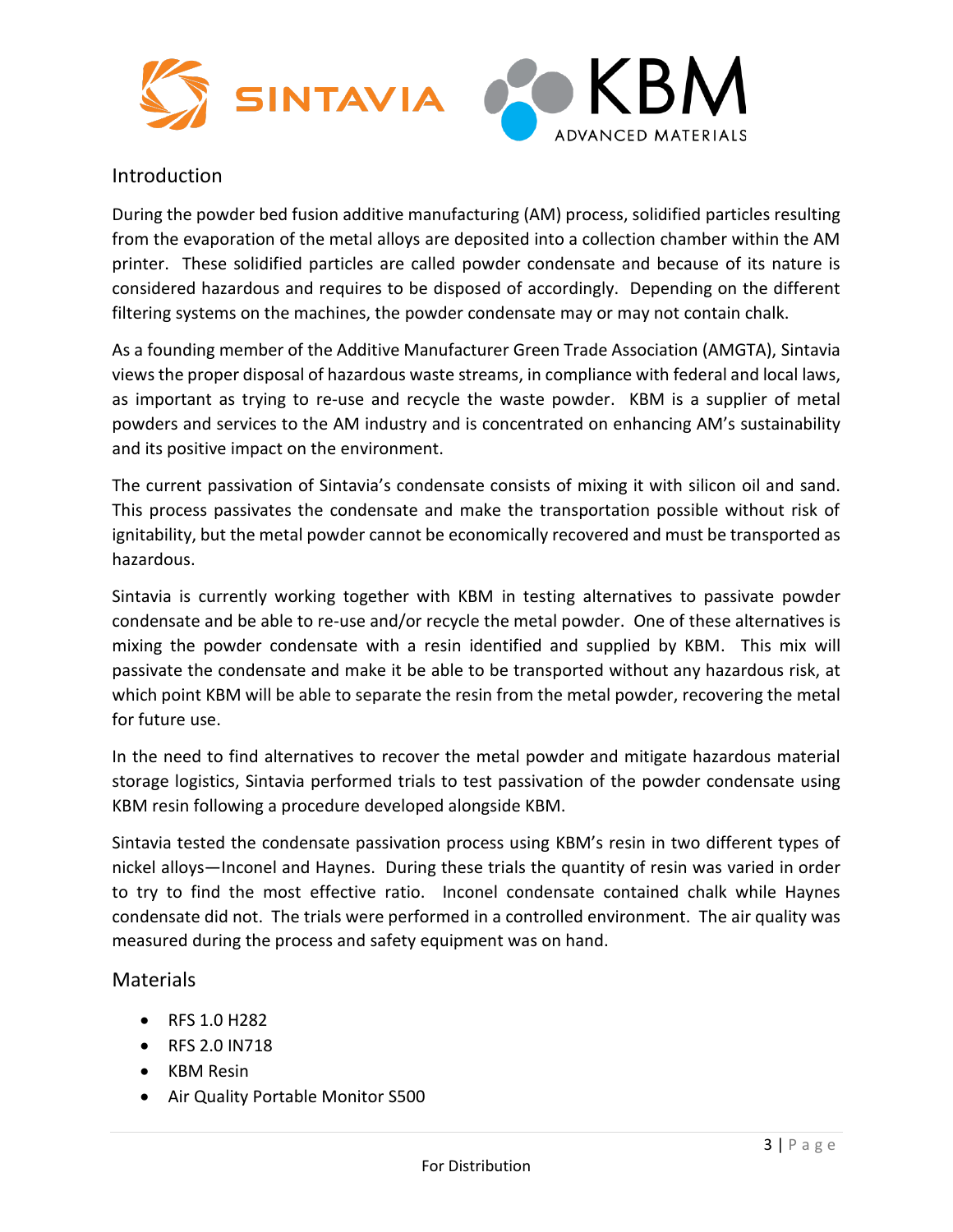## Introduction

During the powder bed fusion additive manufacturing (AM) process, solidified particles resulting from the evaporation of the metal alloys are deposited into a collection chamber within the AM printer. These solidified particles are called powder condensate and because of its nature is considered hazardous and requires to be disposed of accordingly. Depending on the different filtering systems on the machines, the powder condensate may or may not contain chalk.

As a founding member of the Additive Manufacturer Green Trade Association (AMGTA), Sintavia views the proper disposal of hazardous waste streams, in compliance with federal and local laws, as important as trying to re-use and recycle the waste powder. KBM is a supplier of metal powders and services to the AM industry and is concentrated on enhancing AM's sustainability and its positive impact on the environment.

The current passivation of Sintavia's condensate consists of mixing it with silicon oil and sand. This process passivates the condensate and make the transportation possible without risk of ignitability, but the metal powder cannot be economically recovered and must be transported as hazardous.

Sintavia is currently working together with KBM in testing alternatives to passivate powder condensate and be able to re-use and/or recycle the metal powder. One of these alternatives is mixing the powder condensate with a resin identified and supplied by KBM. This mix will passivate the condensate and make it be able to be transported without any hazardous risk, at which point KBM will be able to separate the resin from the metal powder, recovering the metal for future use.

In the need to find alternatives to recover the metal powder and mitigate hazardous material storage logistics, Sintavia performed trials to test passivation of the powder condensate using KBM resin following a procedure developed alongside KBM.

Sintavia tested the condensate passivation process using KBM's resin in two different types of nickel alloys—Inconel and Haynes. During these trials the quantity of resin was varied in order to try to find the most effective ratio. Inconel condensate contained chalk while Haynes condensate did not. The trials were performed in a controlled environment. The air quality was measured during the process and safety equipment was on hand.

## Materials

- RFS 1.0 H282
- RFS 2.0 IN718
- KBM Resin
- Air Quality Portable Monitor S500

For Distribution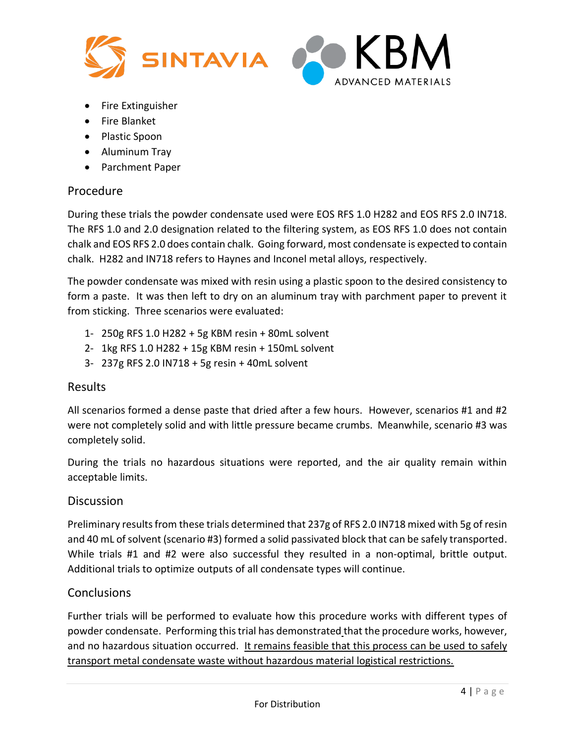- Fire Extinguisher
- Fire Blanket
- Plastic Spoon
- Aluminum Tray
- Parchment Paper

## Procedure

During these trials the powder condensate used were EOS RFS 1.0 H282 and EOS RFS 2.0 IN718. The RFS 1.0 and 2.0 designation related to the filtering system, as EOS RFS 1.0 does not contain chalk and EOS RFS 2.0 does contain chalk. Going forward, most condensate is expected to contain chalk. H282 and IN718 refers to Haynes and Inconel metal alloys, respectively.

The powder condensate was mixed with resin using a plastic spoon to the desired consistency to form a paste. It was then left to dry on an aluminum tray with parchment paper to prevent it from sticking. Three scenarios were evaluated:

1- 250g RFS 1.0 H282 + 5g KBM resin + 80mL solvent
2- 1kg RFS 1.0 H282 + 15g KBM resin + 150mL solvent
3- 237g RFS 2.0 IN718 + 5g resin + 40mL solvent

## Results

All scenarios formed a dense paste that dried after a few hours. However, scenarios #1 and #2 were not completely solid and with little pressure became crumbs. Meanwhile, scenario #3 was completely solid.

During the trials no hazardous situations were reported, and the air quality remain within acceptable limits.

## Discussion

Preliminary results from these trials determined that 237g of RFS 2.0 IN718 mixed with 5g of resin and 40 mL of solvent (scenario #3) formed a solid passivated block that can be safely transported. While trials #1 and #2 were also successful they resulted in a non-optimal, brittle output. Additional trials to optimize outputs of all condensate types will continue.

## Conclusions

Further trials will be performed to evaluate how this procedure works with different types of powder condensate. Performing this trial has demonstrated that the procedure works, however, and no hazardous situation occurred. It remains feasible that this process can be used to safely transport metal condensate waste without hazardous material logistical restrictions.

For Distribution